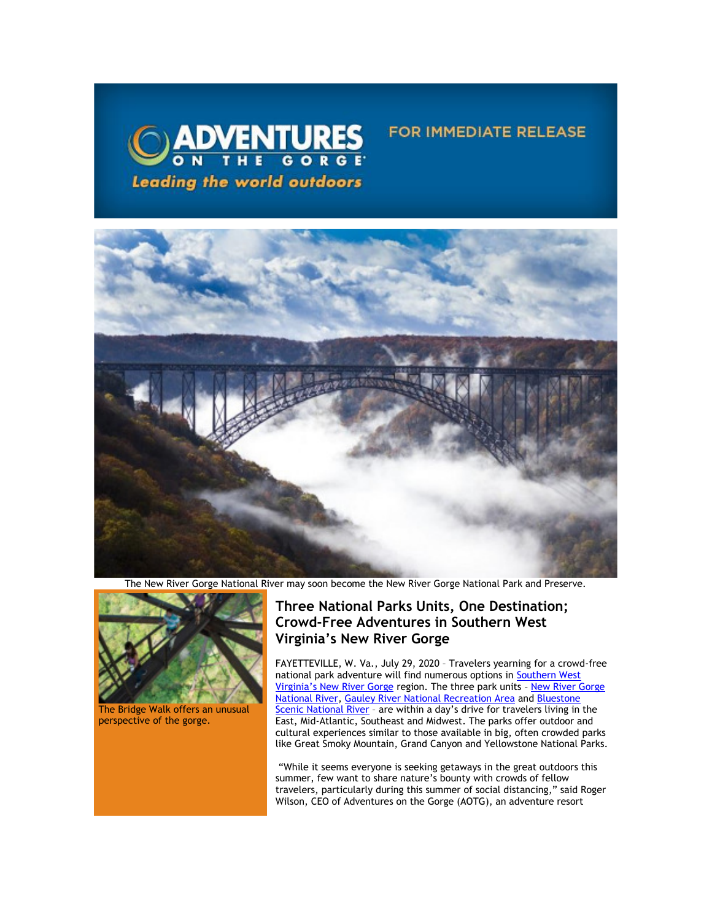ADVENTURES ON THE GORGE

Leading the world outdoors

FOR IMMEDIATE RELEASE

The New River Gorge National River may soon become the New River Gorge National Park and Preserve.

The Bridge Walk offers an unusual perspective of the gorge.

## Three National Parks Units, One Destination; Crowd-Free Adventures in Southern West Virginia's New River Gorge

FAYETTEVILLE, W. Va., July 29, 2020 – Travelers yearning for a crowd-free national park adventure will find numerous options in Southern West Virginia's New River Gorge region. The three park units – New River Gorge National River, Gauley River National Recreation Area and Bluestone Scenic National River – are within a day's drive for travelers living in the East, Mid-Atlantic, Southeast and Midwest. The parks offer outdoor and cultural experiences similar to those available in big, often crowded parks like Great Smoky Mountain, Grand Canyon and Yellowstone National Parks.

"While it seems everyone is seeking getaways in the great outdoors this summer, few want to share nature's bounty with crowds of fellow travelers, particularly during this summer of social distancing," said Roger Wilson, CEO of Adventures on the Gorge (AOTG), an adventure resort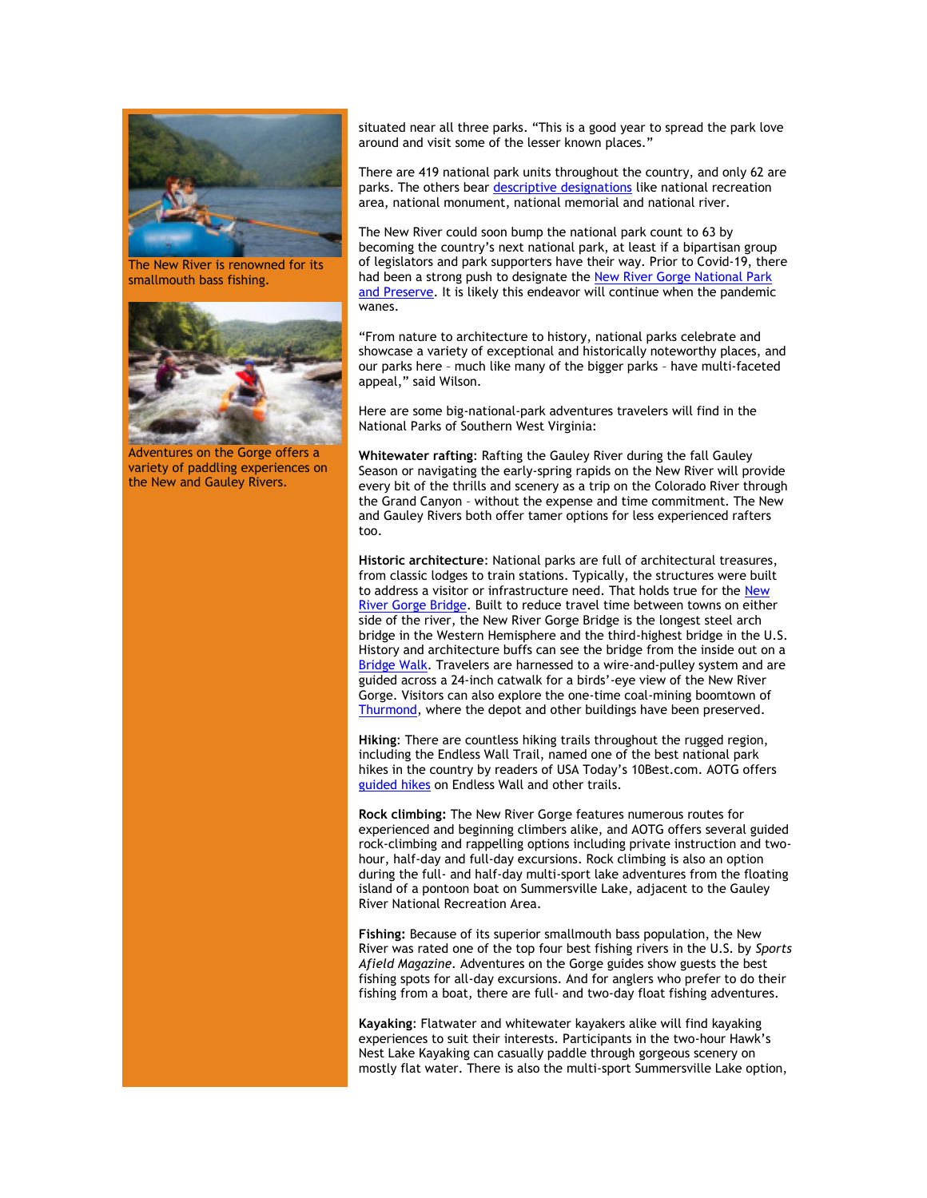The New River is renowned for its smallmouth bass fishing.

Adventures on the Gorge offers a variety of paddling experiences on the New and Gauley Rivers.

situated near all three parks. "This is a good year to spread the park love around and visit some of the lesser known places."

There are 419 national park units throughout the country, and only 62 are parks. The others bear descriptive designations like national recreation area, national monument, national memorial and national river.

The New River could soon bump the national park count to 63 by becoming the country's next national park, at least if a bipartisan group of legislators and park supporters have their way. Prior to Covid-19, there had been a strong push to designate the New River Gorge National Park and Preserve. It is likely this endeavor will continue when the pandemic wanes.

"From nature to architecture to history, national parks celebrate and showcase a variety of exceptional and historically noteworthy places, and our parks here – much like many of the bigger parks – have multi-faceted appeal," said Wilson.

Here are some big-national-park adventures travelers will find in the National Parks of Southern West Virginia:

**Whitewater rafting**: Rafting the Gauley River during the fall Gauley Season or navigating the early-spring rapids on the New River will provide every bit of the thrills and scenery as a trip on the Colorado River through the Grand Canyon – without the expense and time commitment. The New and Gauley Rivers both offer tamer options for less experienced rafters too.

**Historic architecture**: National parks are full of architectural treasures, from classic lodges to train stations. Typically, the structures were built to address a visitor or infrastructure need. That holds true for the New River Gorge Bridge. Built to reduce travel time between towns on either side of the river, the New River Gorge Bridge is the longest steel arch bridge in the Western Hemisphere and the third-highest bridge in the U.S. History and architecture buffs can see the bridge from the inside out on a Bridge Walk. Travelers are harnessed to a wire-and-pulley system and are guided across a 24-inch catwalk for a birds'-eye view of the New River Gorge. Visitors can also explore the one-time coal-mining boomtown of Thurmond, where the depot and other buildings have been preserved.

**Hiking**: There are countless hiking trails throughout the rugged region, including the Endless Wall Trail, named one of the best national park hikes in the country by readers of USA Today's 10Best.com. AOTG offers guided hikes on Endless Wall and other trails.

**Rock climbing:** The New River Gorge features numerous routes for experienced and beginning climbers alike, and AOTG offers several guided rock-climbing and rappelling options including private instruction and two-hour, half-day and full-day excursions. Rock climbing is also an option during the full- and half-day multi-sport lake adventures from the floating island of a pontoon boat on Summersville Lake, adjacent to the Gauley River National Recreation Area.

**Fishing:** Because of its superior smallmouth bass population, the New River was rated one of the top four best fishing rivers in the U.S. by *Sports Afield Magazine*. Adventures on the Gorge guides show guests the best fishing spots for all-day excursions. And for anglers who prefer to do their fishing from a boat, there are full- and two-day float fishing adventures.

**Kayaking**: Flatwater and whitewater kayakers alike will find kayaking experiences to suit their interests. Participants in the two-hour Hawk's Nest Lake Kayaking can casually paddle through gorgeous scenery on mostly flat water. There is also the multi-sport Summersville Lake option,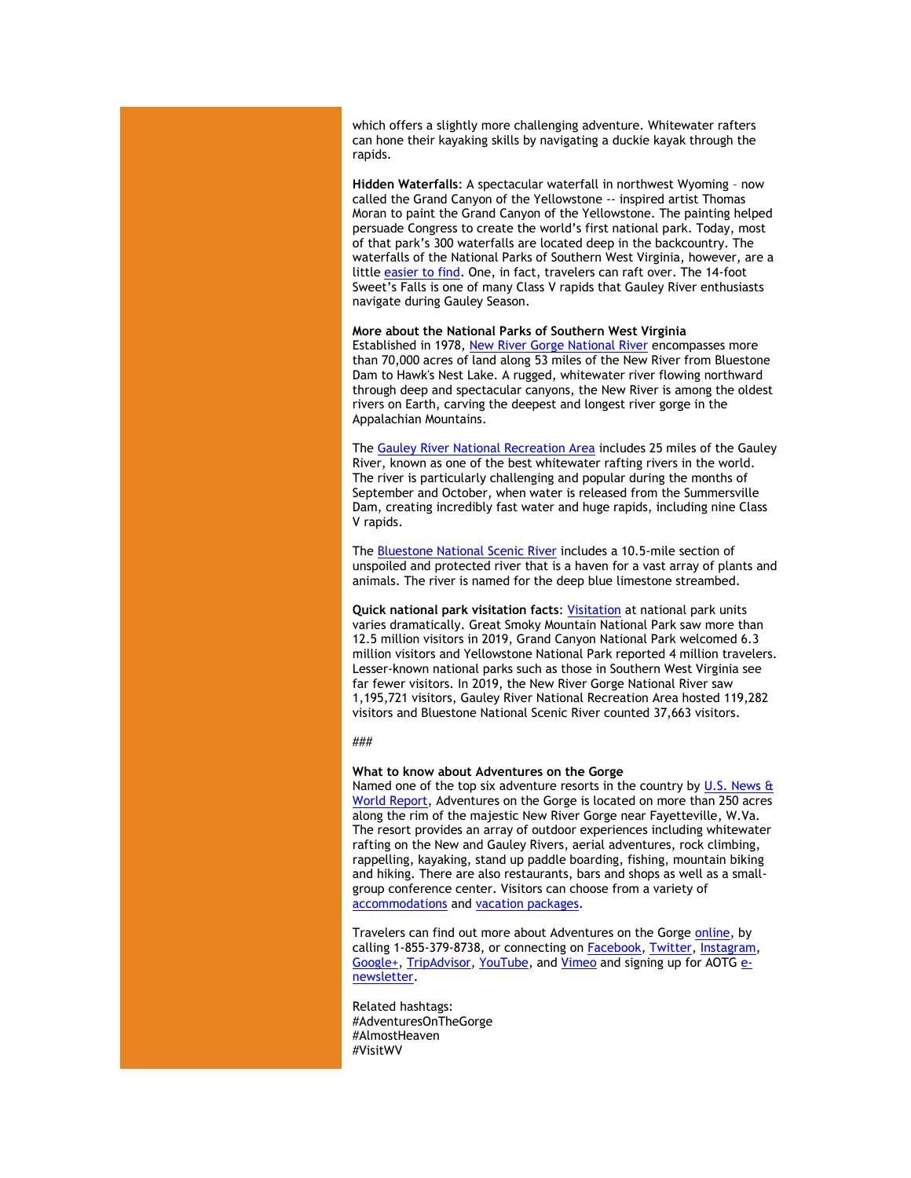which offers a slightly more challenging adventure. Whitewater rafters can hone their kayaking skills by navigating a duckie kayak through the rapids.

**Hidden Waterfalls**: A spectacular waterfall in northwest Wyoming – now called the Grand Canyon of the Yellowstone -- inspired artist Thomas Moran to paint the Grand Canyon of the Yellowstone. The painting helped persuade Congress to create the world's first national park. Today, most of that park's 300 waterfalls are located deep in the backcountry. The waterfalls of the National Parks of Southern West Virginia, however, are a little easier to find. One, in fact, travelers can raft over. The 14-foot Sweet's Falls is one of many Class V rapids that Gauley River enthusiasts navigate during Gauley Season.

**More about the National Parks of Southern West Virginia**
Established in 1978, New River Gorge National River encompasses more than 70,000 acres of land along 53 miles of the New River from Bluestone Dam to Hawk's Nest Lake. A rugged, whitewater river flowing northward through deep and spectacular canyons, the New River is among the oldest rivers on Earth, carving the deepest and longest river gorge in the Appalachian Mountains.

The Gauley River National Recreation Area includes 25 miles of the Gauley River, known as one of the best whitewater rafting rivers in the world. The river is particularly challenging and popular during the months of September and October, when water is released from the Summersville Dam, creating incredibly fast water and huge rapids, including nine Class V rapids.

The Bluestone National Scenic River includes a 10.5-mile section of unspoiled and protected river that is a haven for a vast array of plants and animals. The river is named for the deep blue limestone streambed.

**Quick national park visitation facts**: Visitation at national park units varies dramatically. Great Smoky Mountain National Park saw more than 12.5 million visitors in 2019, Grand Canyon National Park welcomed 6.3 million visitors and Yellowstone National Park reported 4 million travelers. Lesser-known national parks such as those in Southern West Virginia see far fewer visitors. In 2019, the New River Gorge National River saw 1,195,721 visitors, Gauley River National Recreation Area hosted 119,282 visitors and Bluestone National Scenic River counted 37,663 visitors.

###

**What to know about Adventures on the Gorge**
Named one of the top six adventure resorts in the country by U.S. News & World Report, Adventures on the Gorge is located on more than 250 acres along the rim of the majestic New River Gorge near Fayetteville, W.Va. The resort provides an array of outdoor experiences including whitewater rafting on the New and Gauley Rivers, aerial adventures, rock climbing, rappelling, kayaking, stand up paddle boarding, fishing, mountain biking and hiking. There are also restaurants, bars and shops as well as a small-group conference center. Visitors can choose from a variety of accommodations and vacation packages.

Travelers can find out more about Adventures on the Gorge online, by calling 1-855-379-8738, or connecting on Facebook, Twitter, Instagram, Google+, TripAdvisor, YouTube, and Vimeo and signing up for AOTG e-newsletter.

Related hashtags:
#AdventuresOnTheGorge
#AlmostHeaven
#VisitWV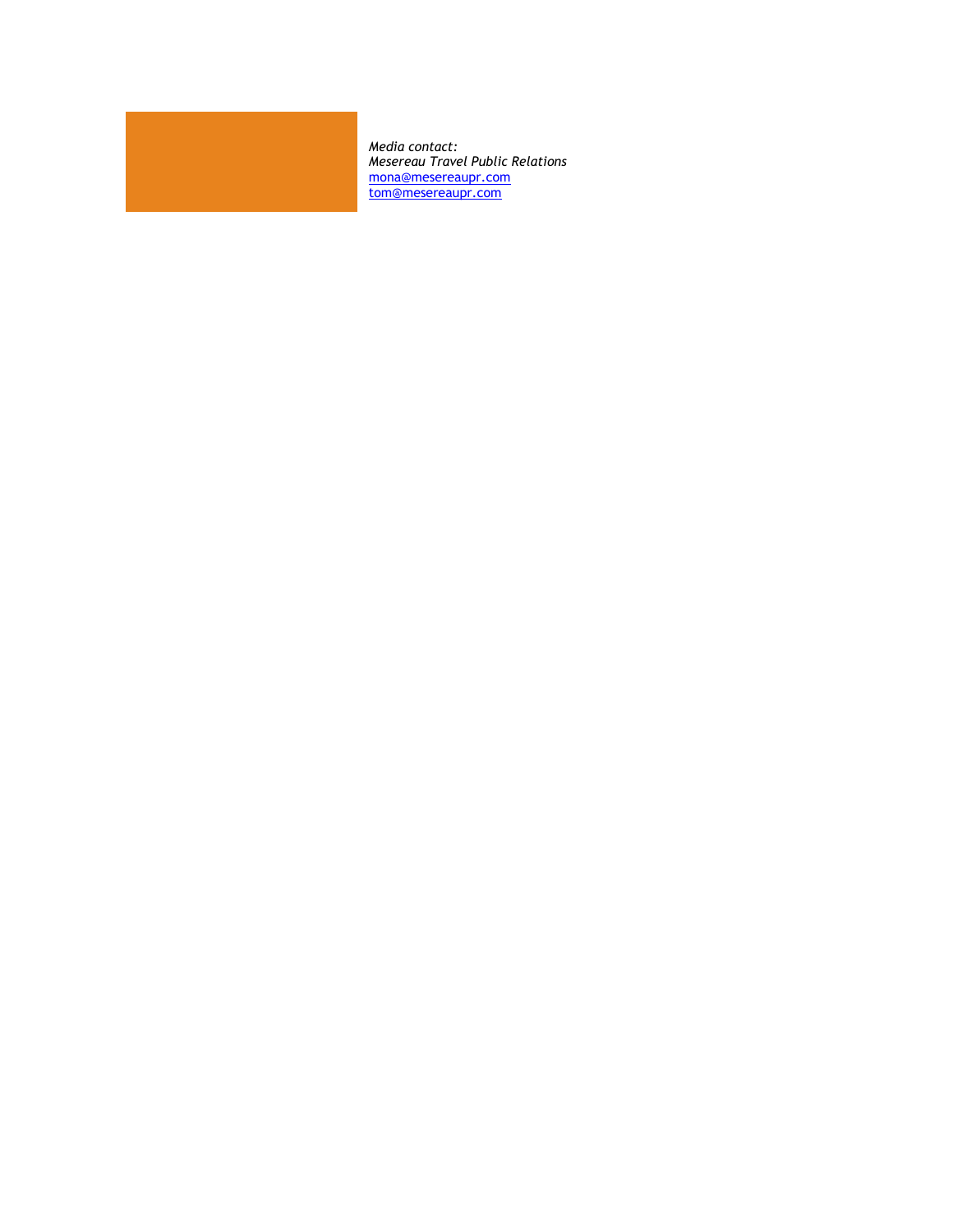*Media contact:*
*Mesereau Travel Public Relations*
mona@mesereaupr.com
tom@mesereaupr.com